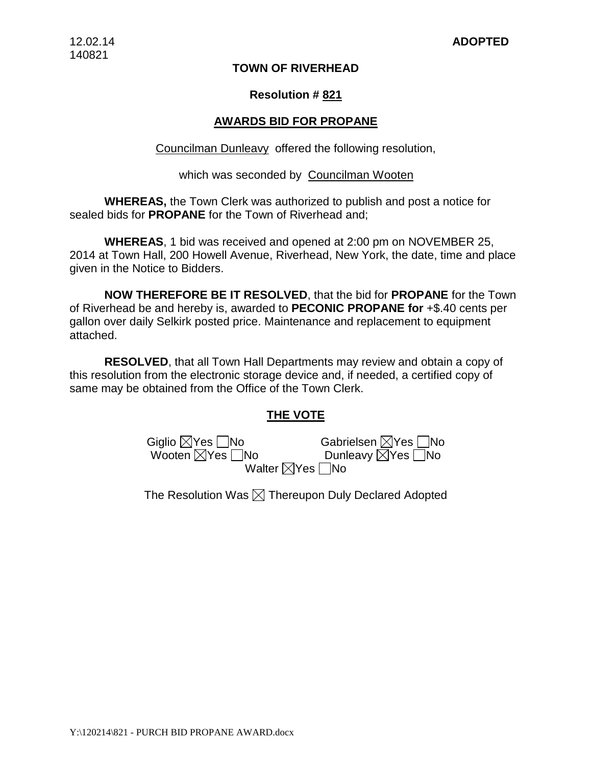12.02.14
140821

**ADOPTED**

**TOWN OF RIVERHEAD**

**Resolution # 821**

**AWARDS BID FOR PROPANE**

Councilman Dunleavy offered the following resolution,

which was seconded by Councilman Wooten

**WHEREAS,** the Town Clerk was authorized to publish and post a notice for sealed bids for **PROPANE** for the Town of Riverhead and;

**WHEREAS**, 1 bid was received and opened at 2:00 pm on NOVEMBER 25, 2014 at Town Hall, 200 Howell Avenue, Riverhead, New York, the date, time and place given in the Notice to Bidders.

**NOW THEREFORE BE IT RESOLVED**, that the bid for **PROPANE** for the Town of Riverhead be and hereby is, awarded to **PECONIC PROPANE for** +$.40 cents per gallon over daily Selkirk posted price. Maintenance and replacement to equipment attached.

**RESOLVED**, that all Town Hall Departments may review and obtain a copy of this resolution from the electronic storage device and, if needed, a certified copy of same may be obtained from the Office of the Town Clerk.

**THE VOTE**

Giglio ☒Yes ☐No    Gabrielsen ☒Yes ☐No
Wooten ☒Yes ☐No    Dunleavy ☒Yes ☐No
Walter ☒Yes ☐No

The Resolution Was ☒ Thereupon Duly Declared Adopted

Y:\120214\821 - PURCH BID PROPANE AWARD.docx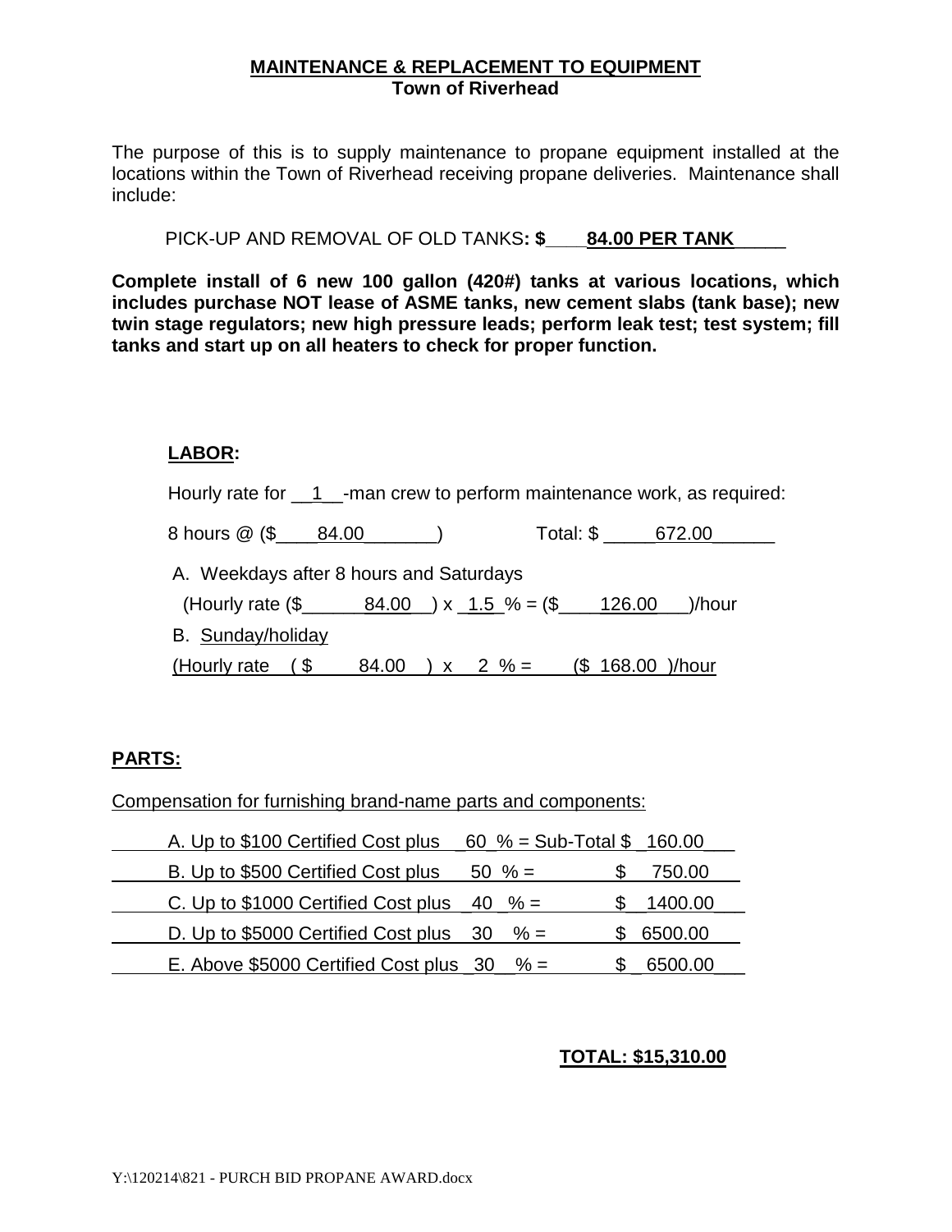**MAINTENANCE & REPLACEMENT TO EQUIPMENT**
**Town of Riverhead**

The purpose of this is to supply maintenance to propane equipment installed at the locations within the Town of Riverhead receiving propane deliveries. Maintenance shall include:

PICK-UP AND REMOVAL OF OLD TANKS**: $____84.00 PER TANK_____**

**Complete install of 6 new 100 gallon (420#) tanks at various locations, which includes purchase NOT lease of ASME tanks, new cement slabs (tank base); new twin stage regulators; new high pressure leads; perform leak test; test system; fill tanks and start up on all heaters to check for proper function.**

**LABOR:**

Hourly rate for __1__-man crew to perform maintenance work, as required:

8 hours @ ($____84.00_______) Total: $ _____672.00______

A. Weekdays after 8 hours and Saturdays

(Hourly rate ($______84.00__) x _1.5_% = ($____126.00___)/hour

B. Sunday/holiday

(Hourly rate ( $ 84.00 ) x 2 % = ($ 168.00 )/hour

**PARTS:**

Compensation for furnishing brand-name parts and components:

A. Up to $100 Certified Cost plus _60_% = Sub-Total $ _160.00___

B. Up to $500 Certified Cost plus 50 % = $ 750.00

C. Up to $1000 Certified Cost plus _40 _% = $__1400.00___

D. Up to $5000 Certified Cost plus 30 % = $ 6500.00

E. Above $5000 Certified Cost plus _30__% = $ _ 6500.00___

**TOTAL: $15,310.00**

Y:\120214\821 - PURCH BID PROPANE AWARD.docx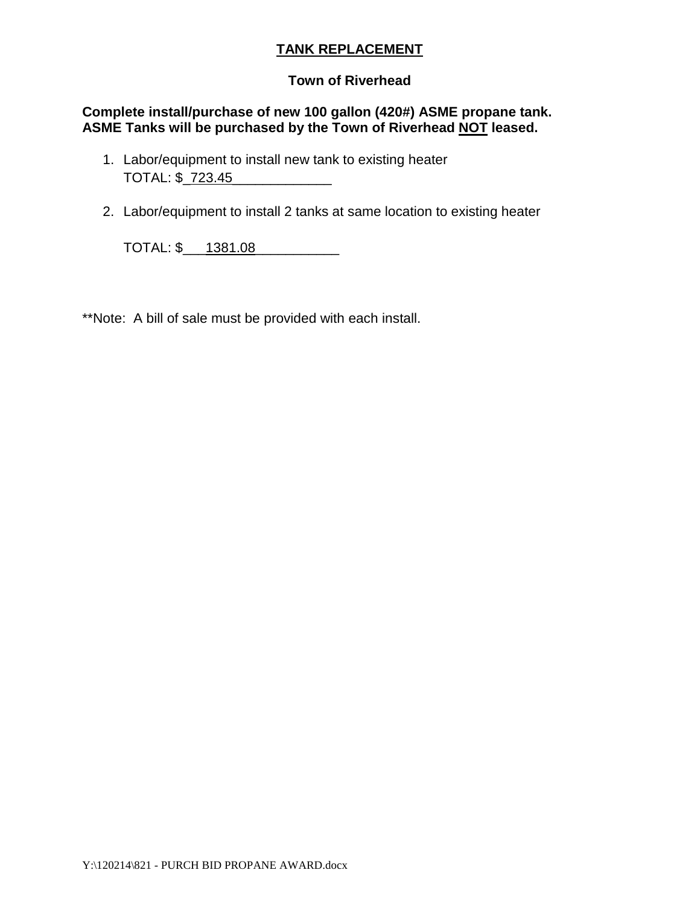**TANK REPLACEMENT**

**Town of Riverhead**

**Complete install/purchase of new 100 gallon (420#) ASME propane tank.**
**ASME Tanks will be purchased by the Town of Riverhead NOT leased.**

1. Labor/equipment to install new tank to existing heater
   TOTAL: $_723.45_____________

2. Labor/equipment to install 2 tanks at same location to existing heater

   TOTAL: $___1381.08___________

**Note: A bill of sale must be provided with each install.

Y:\120214\821 - PURCH BID PROPANE AWARD.docx